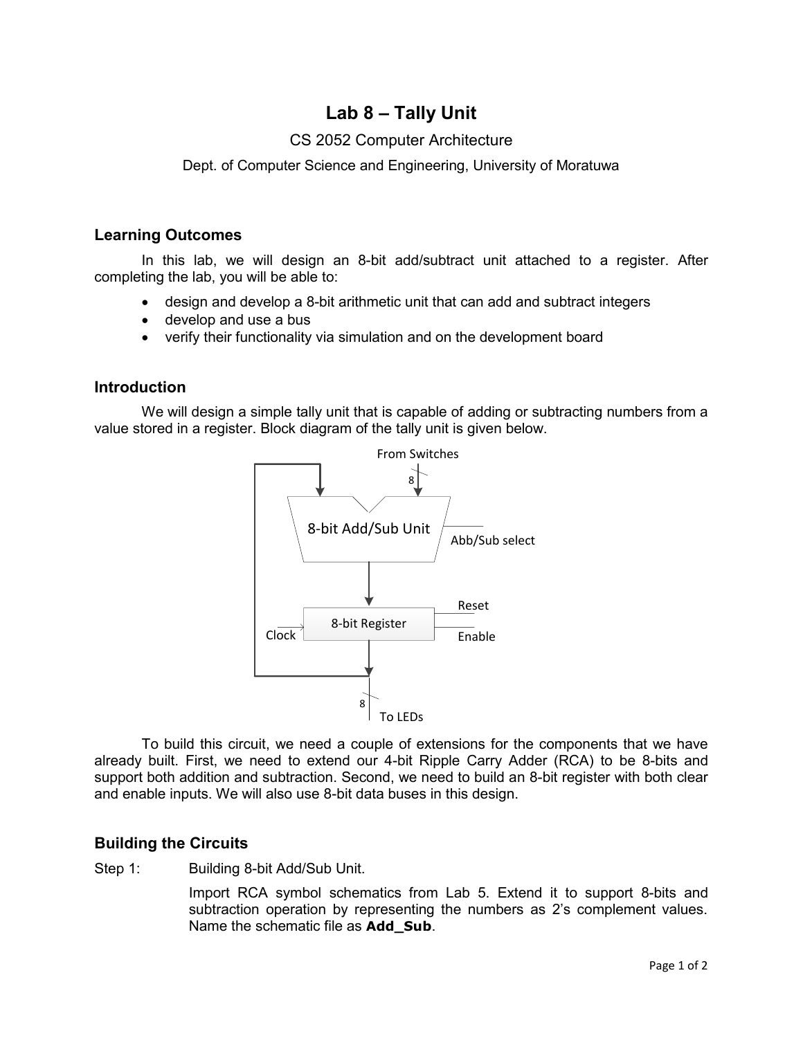# Lab 8 – Tally Unit

CS 2052 Computer Architecture

Dept. of Computer Science and Engineering, University of Moratuwa

## Learning Outcomes

In this lab, we will design an 8-bit add/subtract unit attached to a register. After completing the lab, you will be able to:

- design and develop a 8-bit arithmetic unit that can add and subtract integers
- develop and use a bus
- verify their functionality via simulation and on the development board

## Introduction

We will design a simple tally unit that is capable of adding or subtracting numbers from a value stored in a register. Block diagram of the tally unit is given below.

To build this circuit, we need a couple of extensions for the components that we have already built. First, we need to extend our 4-bit Ripple Carry Adder (RCA) to be 8-bits and support both addition and subtraction. Second, we need to build an 8-bit register with both clear and enable inputs. We will also use 8-bit data buses in this design.

## Building the Circuits

Step 1: Building 8-bit Add/Sub Unit.

Import RCA symbol schematics from Lab 5. Extend it to support 8-bits and subtraction operation by representing the numbers as 2's complement values. Name the schematic file as **Add_Sub**.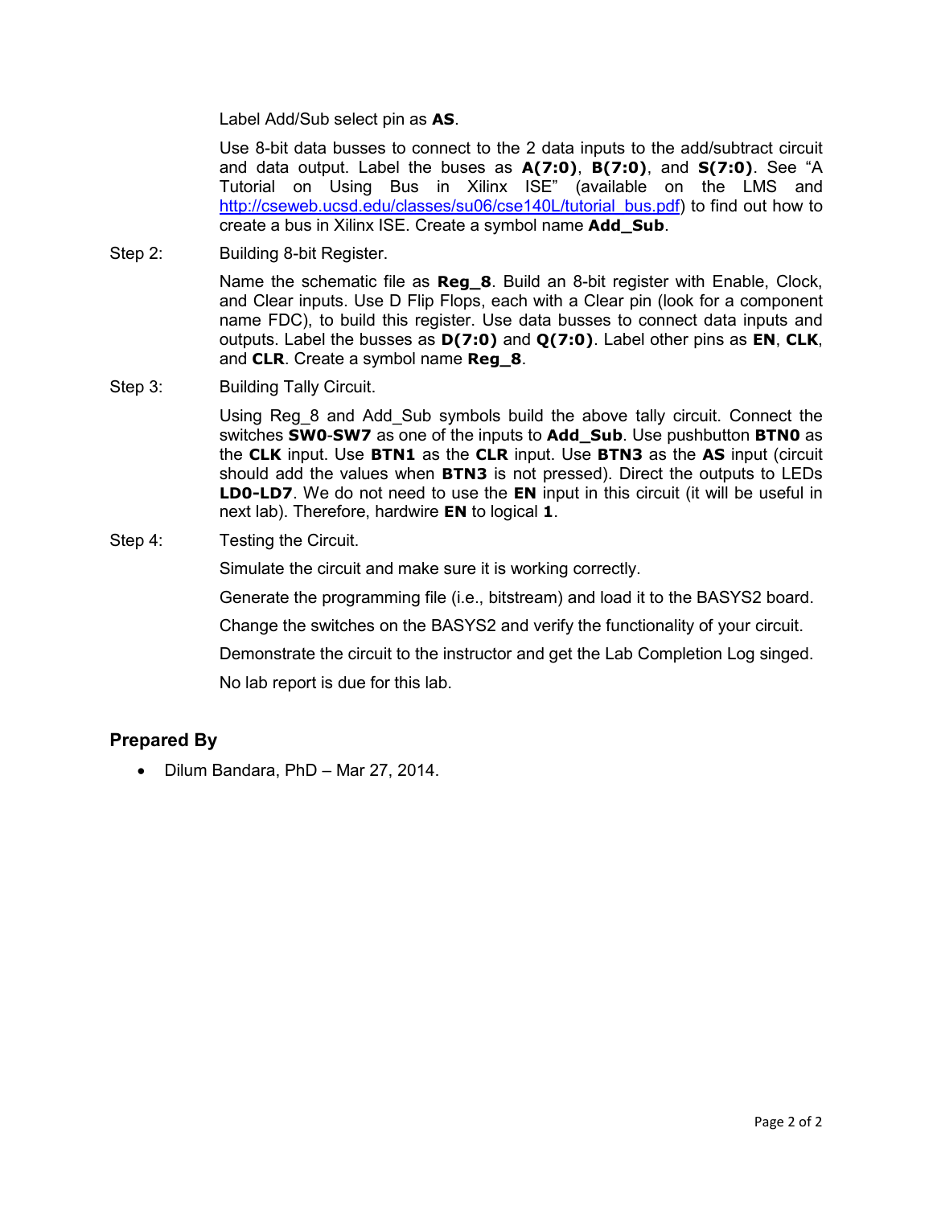Label Add/Sub select pin as **AS**.

Use 8-bit data busses to connect to the 2 data inputs to the add/subtract circuit and data output. Label the buses as **A(7:0)**, **B(7:0)**, and **S(7:0)**. See "A Tutorial on Using Bus in Xilinx ISE" (available on the LMS and http://cseweb.ucsd.edu/classes/su06/cse140L/tutorial_bus.pdf) to find out how to create a bus in Xilinx ISE. Create a symbol name **Add_Sub**.

Step 2: Building 8-bit Register.

Name the schematic file as **Reg_8**. Build an 8-bit register with Enable, Clock, and Clear inputs. Use D Flip Flops, each with a Clear pin (look for a component name FDC), to build this register. Use data busses to connect data inputs and outputs. Label the busses as **D(7:0)** and **Q(7:0)**. Label other pins as **EN**, **CLK**, and **CLR**. Create a symbol name **Reg_8**.

Step 3: Building Tally Circuit.

Using Reg_8 and Add_Sub symbols build the above tally circuit. Connect the switches **SW0**-**SW7** as one of the inputs to **Add_Sub**. Use pushbutton **BTN0** as the **CLK** input. Use **BTN1** as the **CLR** input. Use **BTN3** as the **AS** input (circuit should add the values when **BTN3** is not pressed). Direct the outputs to LEDs **LD0-LD7**. We do not need to use the **EN** input in this circuit (it will be useful in next lab). Therefore, hardwire **EN** to logical **1**.

Step 4: Testing the Circuit.

Simulate the circuit and make sure it is working correctly.

Generate the programming file (i.e., bitstream) and load it to the BASYS2 board.

Change the switches on the BASYS2 and verify the functionality of your circuit.

Demonstrate the circuit to the instructor and get the Lab Completion Log singed.

No lab report is due for this lab.

### Prepared By

- Dilum Bandara, PhD – Mar 27, 2014.